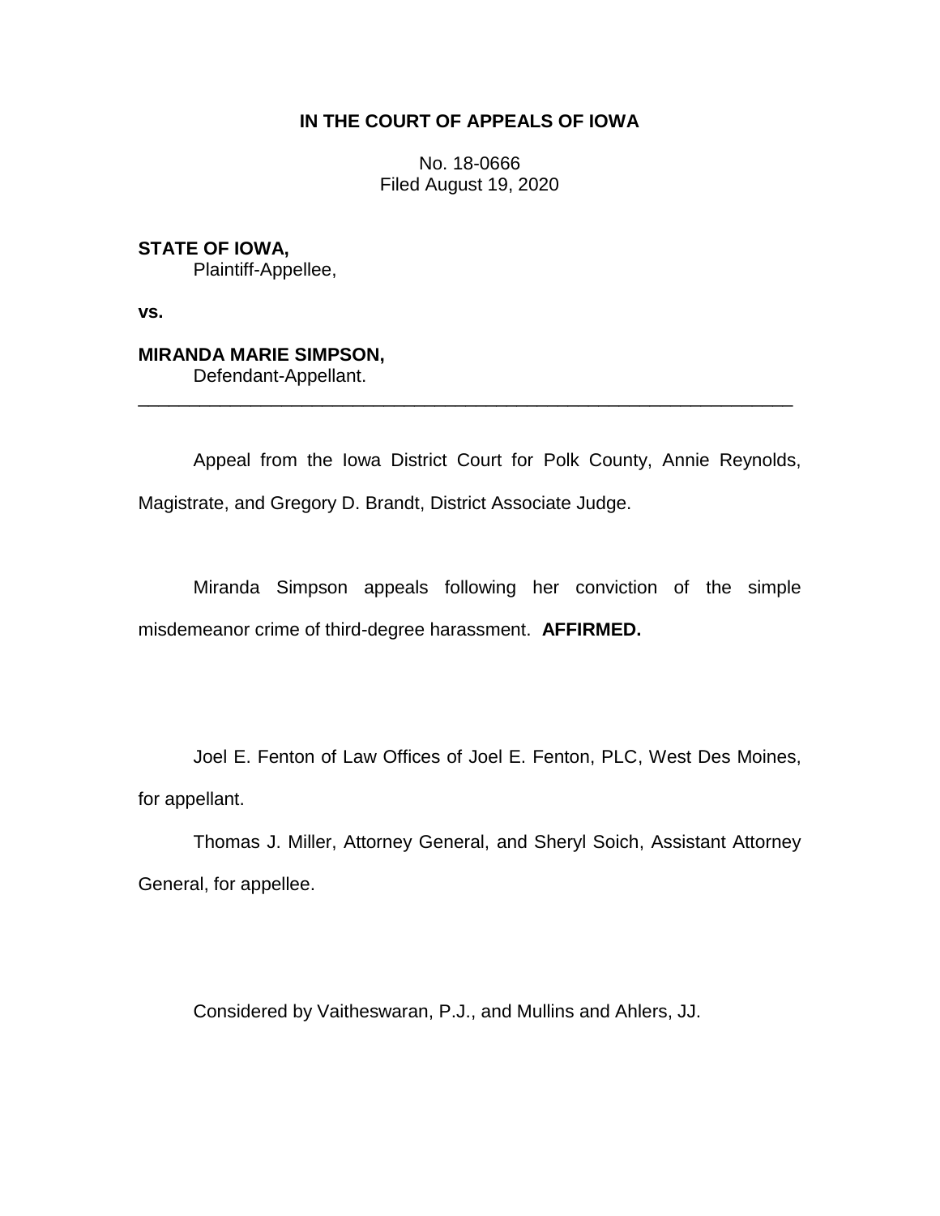**IN THE COURT OF APPEALS OF IOWA**

No. 18-0666
Filed August 19, 2020

**STATE OF IOWA,**
Plaintiff-Appellee,

**vs.**

**MIRANDA MARIE SIMPSON,**
Defendant-Appellant.

---

Appeal from the Iowa District Court for Polk County, Annie Reynolds, Magistrate, and Gregory D. Brandt, District Associate Judge.

Miranda Simpson appeals following her conviction of the simple misdemeanor crime of third-degree harassment. **AFFIRMED.**

Joel E. Fenton of Law Offices of Joel E. Fenton, PLC, West Des Moines, for appellant.

Thomas J. Miller, Attorney General, and Sheryl Soich, Assistant Attorney General, for appellee.

Considered by Vaitheswaran, P.J., and Mullins and Ahlers, JJ.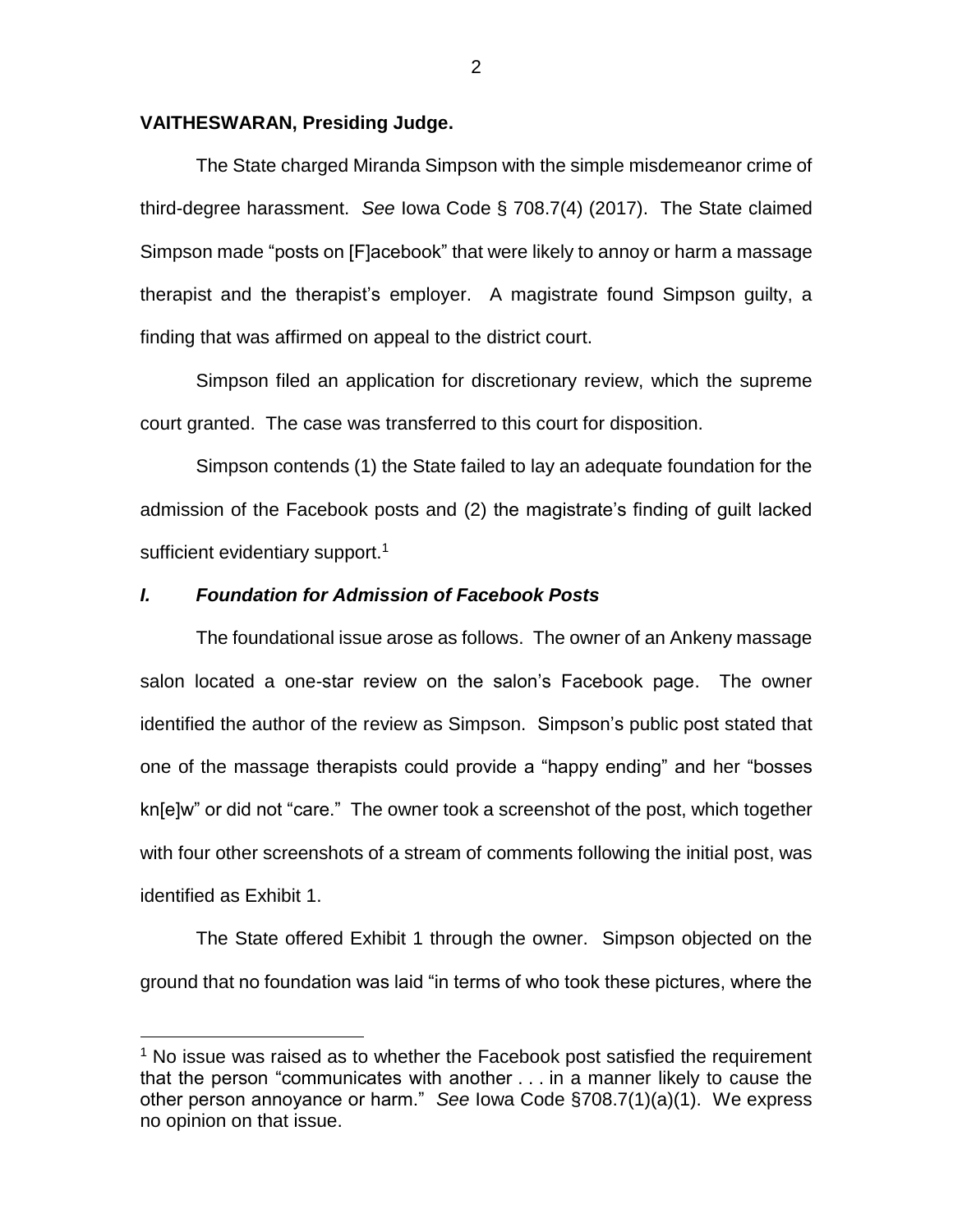**VAITHESWARAN, Presiding Judge.**

The State charged Miranda Simpson with the simple misdemeanor crime of third-degree harassment. *See* Iowa Code § 708.7(4) (2017). The State claimed Simpson made "posts on [F]acebook" that were likely to annoy or harm a massage therapist and the therapist's employer. A magistrate found Simpson guilty, a finding that was affirmed on appeal to the district court.

Simpson filed an application for discretionary review, which the supreme court granted. The case was transferred to this court for disposition.

Simpson contends (1) the State failed to lay an adequate foundation for the admission of the Facebook posts and (2) the magistrate's finding of guilt lacked sufficient evidentiary support.[1]

### *I. Foundation for Admission of Facebook Posts*

The foundational issue arose as follows. The owner of an Ankeny massage salon located a one-star review on the salon's Facebook page. The owner identified the author of the review as Simpson. Simpson's public post stated that one of the massage therapists could provide a "happy ending" and her "bosses kn[e]w" or did not "care." The owner took a screenshot of the post, which together with four other screenshots of a stream of comments following the initial post, was identified as Exhibit 1.

The State offered Exhibit 1 through the owner. Simpson objected on the ground that no foundation was laid "in terms of who took these pictures, where the

[1] No issue was raised as to whether the Facebook post satisfied the requirement that the person "communicates with another . . . in a manner likely to cause the other person annoyance or harm." *See* Iowa Code §708.7(1)(a)(1). We express no opinion on that issue.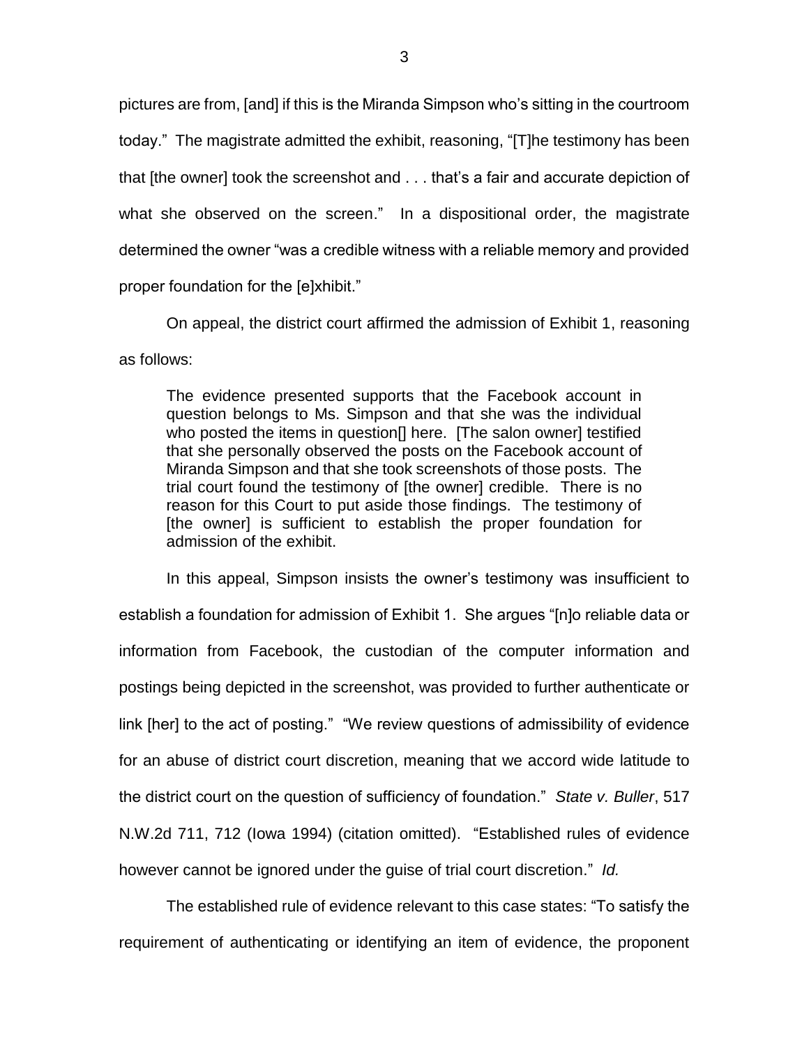pictures are from, [and] if this is the Miranda Simpson who's sitting in the courtroom today." The magistrate admitted the exhibit, reasoning, "[T]he testimony has been that [the owner] took the screenshot and . . . that's a fair and accurate depiction of what she observed on the screen." In a dispositional order, the magistrate determined the owner "was a credible witness with a reliable memory and provided proper foundation for the [e]xhibit."

On appeal, the district court affirmed the admission of Exhibit 1, reasoning as follows:

> The evidence presented supports that the Facebook account in question belongs to Ms. Simpson and that she was the individual who posted the items in question[] here. [The salon owner] testified that she personally observed the posts on the Facebook account of Miranda Simpson and that she took screenshots of those posts. The trial court found the testimony of [the owner] credible. There is no reason for this Court to put aside those findings. The testimony of [the owner] is sufficient to establish the proper foundation for admission of the exhibit.

In this appeal, Simpson insists the owner's testimony was insufficient to establish a foundation for admission of Exhibit 1. She argues "[n]o reliable data or information from Facebook, the custodian of the computer information and postings being depicted in the screenshot, was provided to further authenticate or link [her] to the act of posting." "We review questions of admissibility of evidence for an abuse of district court discretion, meaning that we accord wide latitude to the district court on the question of sufficiency of foundation." *State v. Buller*, 517 N.W.2d 711, 712 (Iowa 1994) (citation omitted). "Established rules of evidence however cannot be ignored under the guise of trial court discretion." *Id.*

The established rule of evidence relevant to this case states: "To satisfy the requirement of authenticating or identifying an item of evidence, the proponent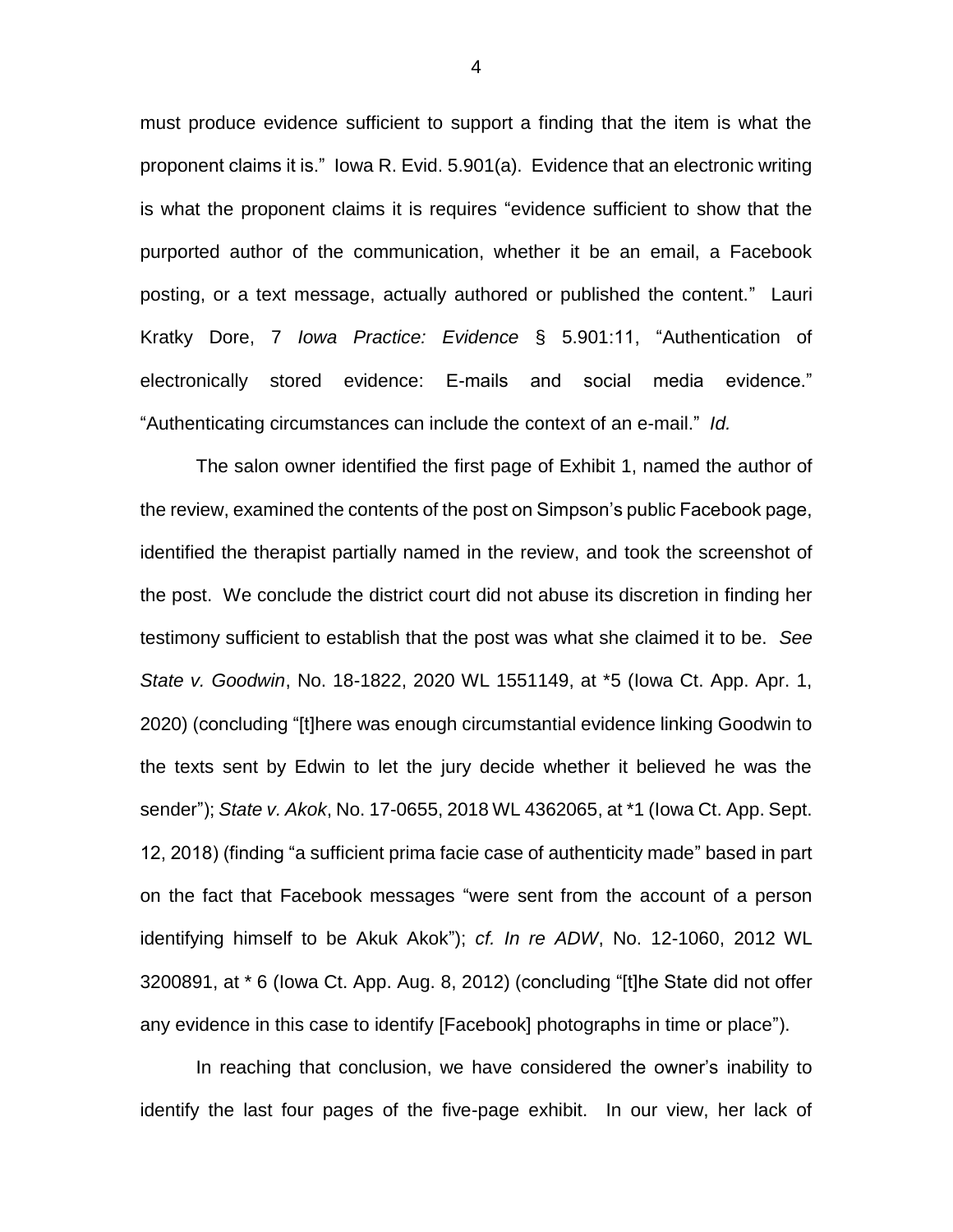must produce evidence sufficient to support a finding that the item is what the proponent claims it is." Iowa R. Evid. 5.901(a). Evidence that an electronic writing is what the proponent claims it is requires "evidence sufficient to show that the purported author of the communication, whether it be an email, a Facebook posting, or a text message, actually authored or published the content." Lauri Kratky Dore, 7 *Iowa Practice: Evidence* § 5.901:11, "Authentication of electronically stored evidence: E-mails and social media evidence." "Authenticating circumstances can include the context of an e-mail." *Id.*

The salon owner identified the first page of Exhibit 1, named the author of the review, examined the contents of the post on Simpson's public Facebook page, identified the therapist partially named in the review, and took the screenshot of the post. We conclude the district court did not abuse its discretion in finding her testimony sufficient to establish that the post was what she claimed it to be. *See State v. Goodwin*, No. 18-1822, 2020 WL 1551149, at *5 (Iowa Ct. App. Apr. 1, 2020) (concluding "[t]here was enough circumstantial evidence linking Goodwin to the texts sent by Edwin to let the jury decide whether it believed he was the sender"); *State v. Akok*, No. 17-0655, 2018 WL 4362065, at *1 (Iowa Ct. App. Sept. 12, 2018) (finding "a sufficient prima facie case of authenticity made" based in part on the fact that Facebook messages "were sent from the account of a person identifying himself to be Akuk Akok"); *cf. In re ADW*, No. 12-1060, 2012 WL 3200891, at * 6 (Iowa Ct. App. Aug. 8, 2012) (concluding "[t]he State did not offer any evidence in this case to identify [Facebook] photographs in time or place").

In reaching that conclusion, we have considered the owner's inability to identify the last four pages of the five-page exhibit. In our view, her lack of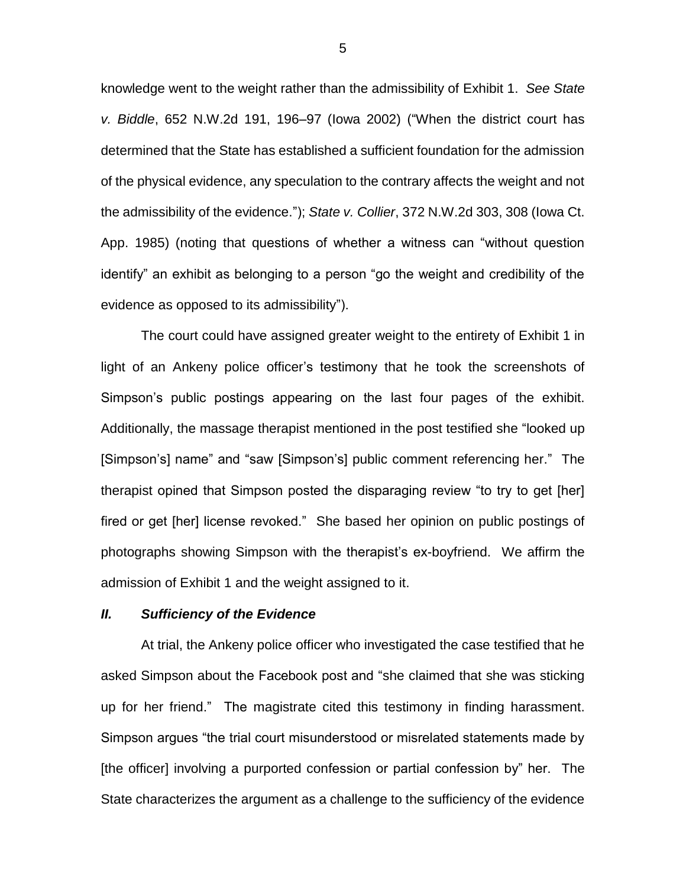knowledge went to the weight rather than the admissibility of Exhibit 1. *See State v. Biddle*, 652 N.W.2d 191, 196–97 (Iowa 2002) ("When the district court has determined that the State has established a sufficient foundation for the admission of the physical evidence, any speculation to the contrary affects the weight and not the admissibility of the evidence."); *State v. Collier*, 372 N.W.2d 303, 308 (Iowa Ct. App. 1985) (noting that questions of whether a witness can "without question identify" an exhibit as belonging to a person "go the weight and credibility of the evidence as opposed to its admissibility").

The court could have assigned greater weight to the entirety of Exhibit 1 in light of an Ankeny police officer's testimony that he took the screenshots of Simpson's public postings appearing on the last four pages of the exhibit. Additionally, the massage therapist mentioned in the post testified she "looked up [Simpson's] name" and "saw [Simpson's] public comment referencing her." The therapist opined that Simpson posted the disparaging review "to try to get [her] fired or get [her] license revoked." She based her opinion on public postings of photographs showing Simpson with the therapist's ex-boyfriend. We affirm the admission of Exhibit 1 and the weight assigned to it.

### *II. Sufficiency of the Evidence*

At trial, the Ankeny police officer who investigated the case testified that he asked Simpson about the Facebook post and "she claimed that she was sticking up for her friend." The magistrate cited this testimony in finding harassment. Simpson argues "the trial court misunderstood or misrelated statements made by [the officer] involving a purported confession or partial confession by" her. The State characterizes the argument as a challenge to the sufficiency of the evidence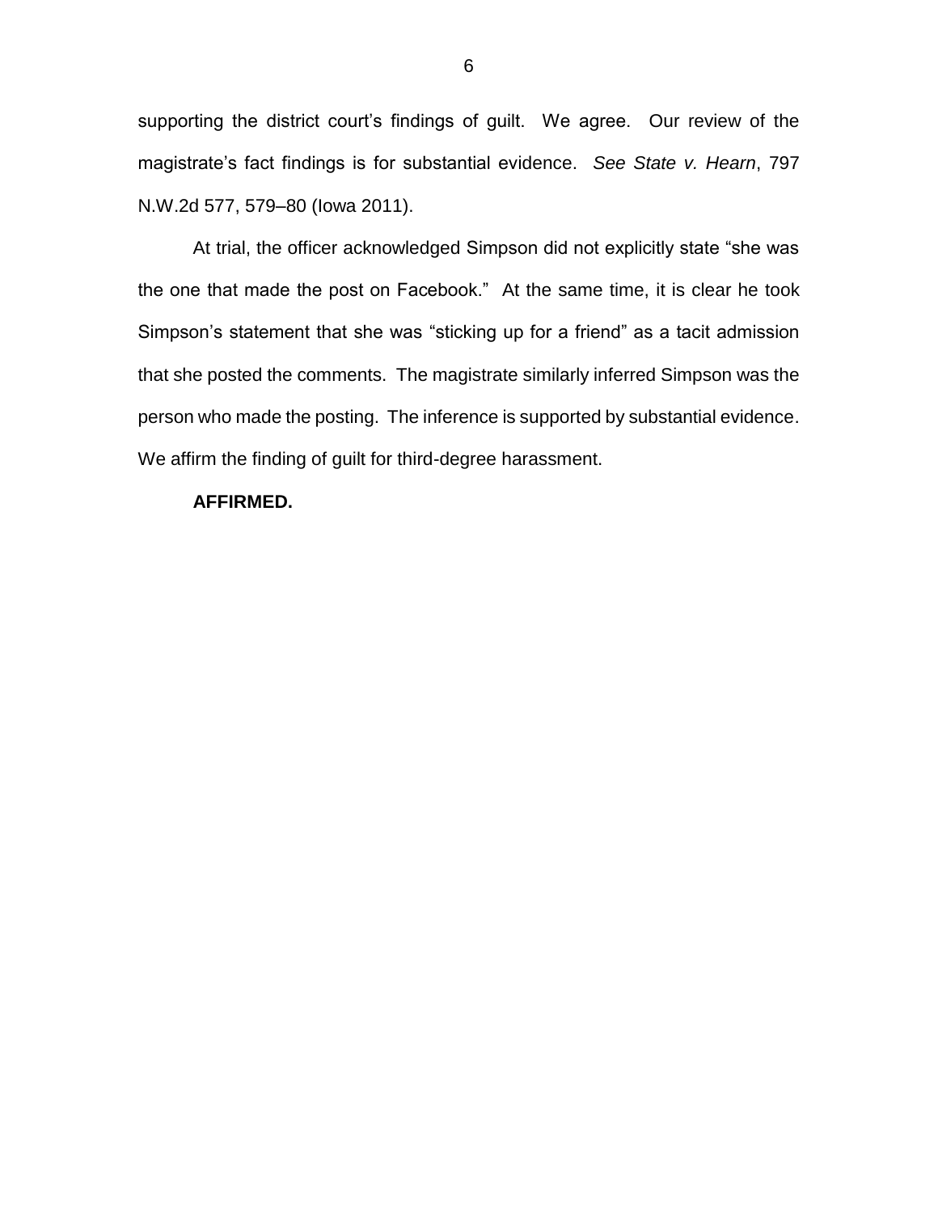supporting the district court's findings of guilt. We agree. Our review of the magistrate's fact findings is for substantial evidence. *See State v. Hearn*, 797 N.W.2d 577, 579–80 (Iowa 2011).

At trial, the officer acknowledged Simpson did not explicitly state "she was the one that made the post on Facebook." At the same time, it is clear he took Simpson's statement that she was "sticking up for a friend" as a tacit admission that she posted the comments. The magistrate similarly inferred Simpson was the person who made the posting. The inference is supported by substantial evidence. We affirm the finding of guilt for third-degree harassment.

**AFFIRMED.**